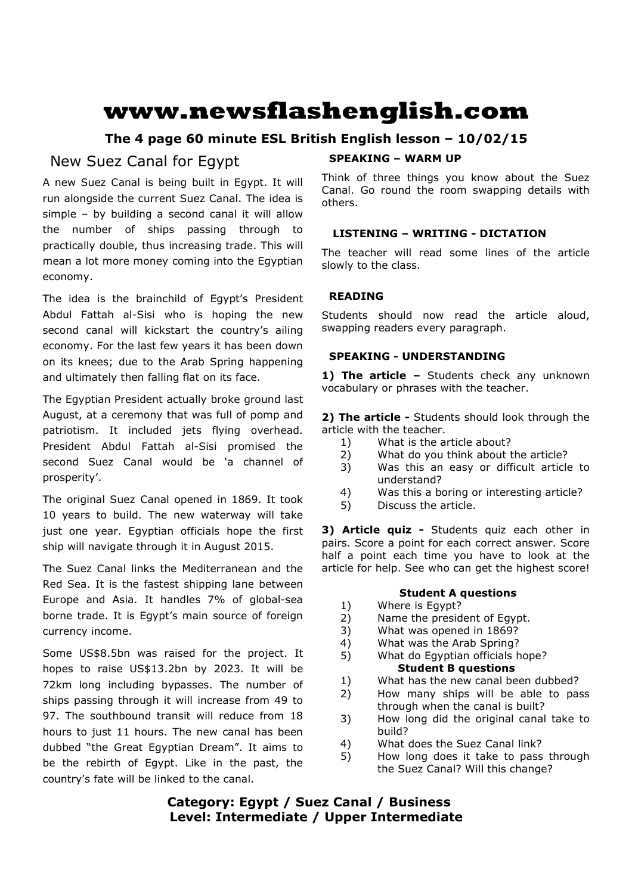# www.newsflashenglish.com

**The 4 page 60 minute ESL British English lesson – 10/02/15**

## New Suez Canal for Egypt

A new Suez Canal is being built in Egypt. It will run alongside the current Suez Canal. The idea is simple – by building a second canal it will allow the number of ships passing through to practically double, thus increasing trade. This will mean a lot more money coming into the Egyptian economy.

The idea is the brainchild of Egypt's President Abdul Fattah al-Sisi who is hoping the new second canal will kickstart the country's ailing economy. For the last few years it has been down on its knees; due to the Arab Spring happening and ultimately then falling flat on its face.

The Egyptian President actually broke ground last August, at a ceremony that was full of pomp and patriotism. It included jets flying overhead. President Abdul Fattah al-Sisi promised the second Suez Canal would be 'a channel of prosperity'.

The original Suez Canal opened in 1869. It took 10 years to build. The new waterway will take just one year. Egyptian officials hope the first ship will navigate through it in August 2015.

The Suez Canal links the Mediterranean and the Red Sea. It is the fastest shipping lane between Europe and Asia. It handles 7% of global-sea borne trade. It is Egypt's main source of foreign currency income.

Some US$8.5bn was raised for the project. It hopes to raise US$13.2bn by 2023. It will be 72km long including bypasses. The number of ships passing through it will increase from 49 to 97. The southbound transit will reduce from 18 hours to just 11 hours. The new canal has been dubbed "the Great Egyptian Dream". It aims to be the rebirth of Egypt. Like in the past, the country's fate will be linked to the canal.

### SPEAKING – WARM UP

Think of three things you know about the Suez Canal. Go round the room swapping details with others.

### LISTENING – WRITING - DICTATION

The teacher will read some lines of the article slowly to the class.

### READING

Students should now read the article aloud, swapping readers every paragraph.

### SPEAKING - UNDERSTANDING

**1) The article –** Students check any unknown vocabulary or phrases with the teacher.

**2) The article -** Students should look through the article with the teacher.

1) What is the article about?
2) What do you think about the article?
3) Was this an easy or difficult article to understand?
4) Was this a boring or interesting article?
5) Discuss the article.

**3) Article quiz -** Students quiz each other in pairs. Score a point for each correct answer. Score half a point each time you have to look at the article for help. See who can get the highest score!

**Student A questions**

1) Where is Egypt?
2) Name the president of Egypt.
3) What was opened in 1869?
4) What was the Arab Spring?
5) What do Egyptian officials hope?

**Student B questions**

1) What has the new canal been dubbed?
2) How many ships will be able to pass through when the canal is built?
3) How long did the original canal take to build?
4) What does the Suez Canal link?
5) How long does it take to pass through the Suez Canal? Will this change?

**Category: Egypt / Suez Canal / Business**
**Level: Intermediate / Upper Intermediate**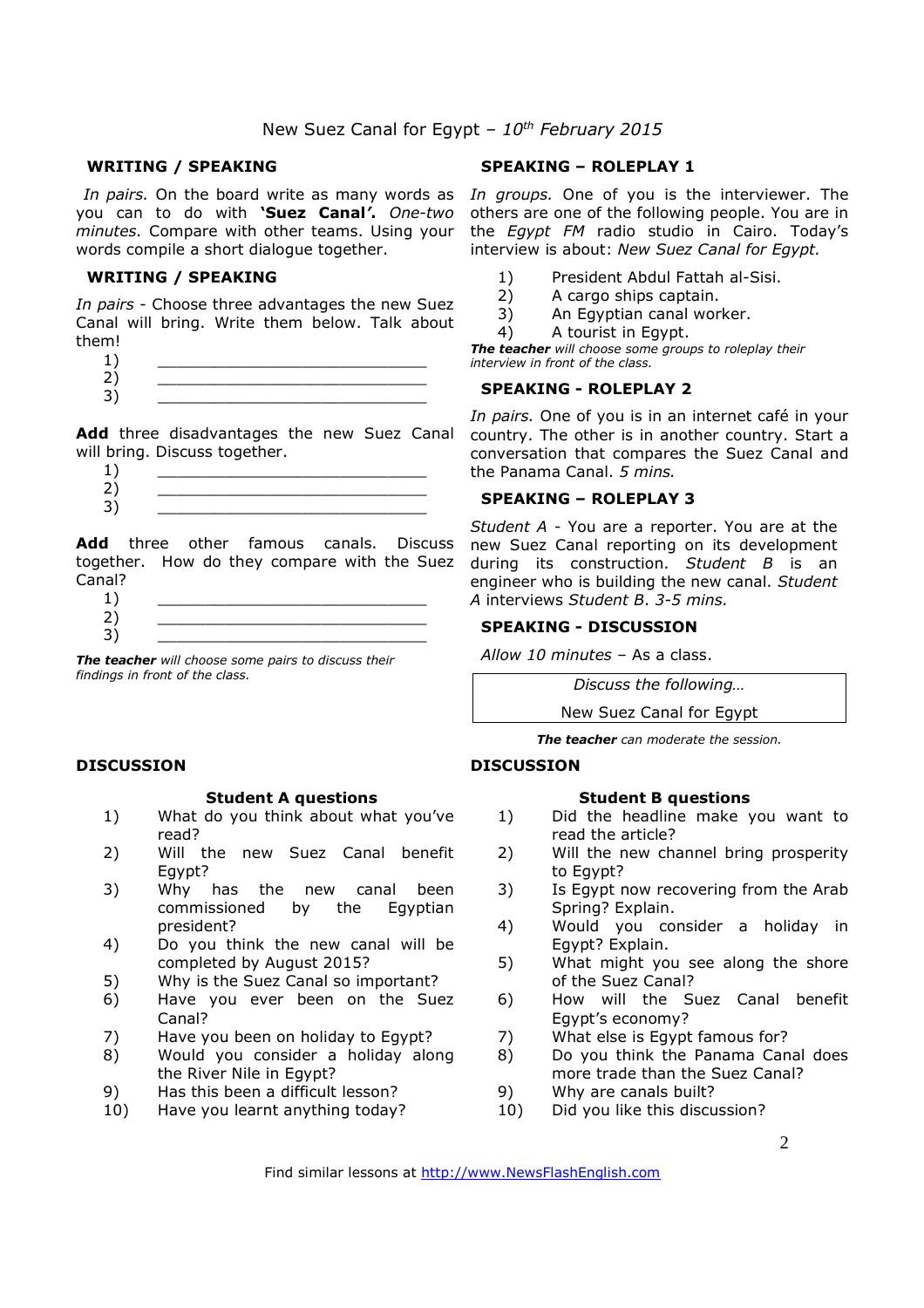# New Suez Canal for Egypt – *10th February 2015*

## WRITING / SPEAKING

*In pairs.* On the board write as many words as you can to do with **'Suez Canal'.** *One-two minutes.* Compare with other teams. Using your words compile a short dialogue together.

## WRITING / SPEAKING

*In pairs* - Choose three advantages the new Suez Canal will bring. Write them below. Talk about them!

1) ____________________________
2) ____________________________
3) ____________________________

**Add** three disadvantages the new Suez Canal will bring. Discuss together.

1) ____________________________
2) ____________________________
3) ____________________________

**Add** three other famous canals. Discuss together. How do they compare with the Suez Canal?

1) ____________________________
2) ____________________________
3) ____________________________

***The teacher*** *will choose some pairs to discuss their findings in front of the class.*

## SPEAKING – ROLEPLAY 1

*In groups.* One of you is the interviewer. The others are one of the following people. You are in the *Egypt FM* radio studio in Cairo. Today's interview is about: *New Suez Canal for Egypt.*

1) President Abdul Fattah al-Sisi.
2) A cargo ships captain.
3) An Egyptian canal worker.
4) A tourist in Egypt.

***The teacher*** *will choose some groups to roleplay their interview in front of the class.*

## SPEAKING - ROLEPLAY 2

*In pairs.* One of you is in an internet café in your country. The other is in another country. Start a conversation that compares the Suez Canal and the Panama Canal. *5 mins.*

## SPEAKING – ROLEPLAY 3

*Student A* - You are a reporter. You are at the new Suez Canal reporting on its development during its construction. *Student B* is an engineer who is building the new canal. *Student A* interviews *Student B*. *3-5 mins.*

## SPEAKING - DISCUSSION

*Allow 10 minutes* – As a class.

| *Discuss the following…* |
|---|
| New Suez Canal for Egypt |

***The teacher*** *can moderate the session.*

## DISCUSSION

### Student A questions

1) What do you think about what you've read?
2) Will the new Suez Canal benefit Egypt?
3) Why has the new canal been commissioned by the Egyptian president?
4) Do you think the new canal will be completed by August 2015?
5) Why is the Suez Canal so important?
6) Have you ever been on the Suez Canal?
7) Have you been on holiday to Egypt?
8) Would you consider a holiday along the River Nile in Egypt?
9) Has this been a difficult lesson?
10) Have you learnt anything today?

## DISCUSSION

### Student B questions

1) Did the headline make you want to read the article?
2) Will the new channel bring prosperity to Egypt?
3) Is Egypt now recovering from the Arab Spring? Explain.
4) Would you consider a holiday in Egypt? Explain.
5) What might you see along the shore of the Suez Canal?
6) How will the Suez Canal benefit Egypt's economy?
7) What else is Egypt famous for?
8) Do you think the Panama Canal does more trade than the Suez Canal?
9) Why are canals built?
10) Did you like this discussion?

Find similar lessons at http://www.NewsFlashEnglish.com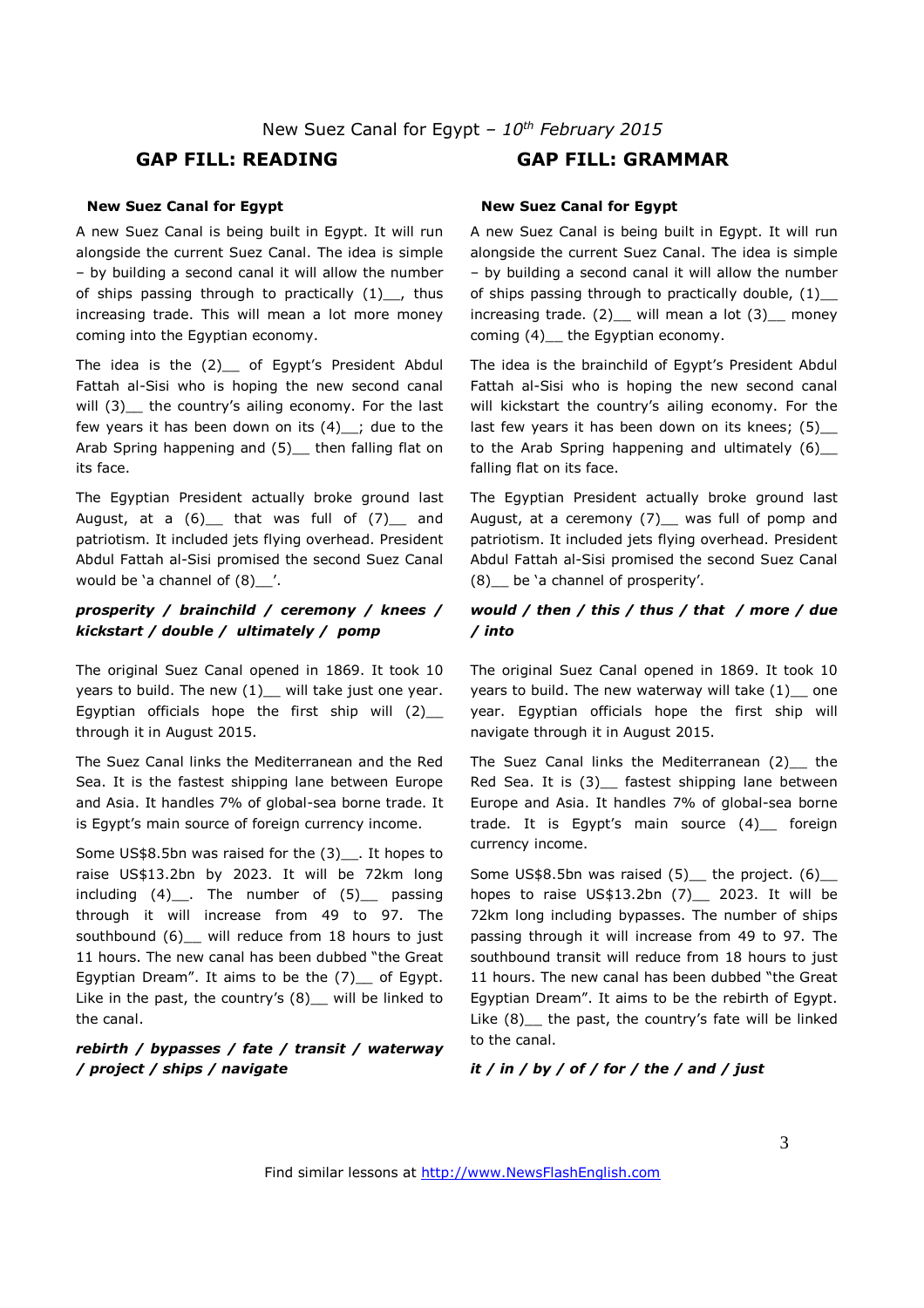New Suez Canal for Egypt – *10th February 2015*

## GAP FILL: READING

**New Suez Canal for Egypt**

A new Suez Canal is being built in Egypt. It will run alongside the current Suez Canal. The idea is simple – by building a second canal it will allow the number of ships passing through to practically (1)__, thus increasing trade. This will mean a lot more money coming into the Egyptian economy.

The idea is the (2)__ of Egypt's President Abdul Fattah al-Sisi who is hoping the new second canal will (3)__ the country's ailing economy. For the last few years it has been down on its (4)__; due to the Arab Spring happening and (5)__ then falling flat on its face.

The Egyptian President actually broke ground last August, at a (6)__ that was full of (7)__ and patriotism. It included jets flying overhead. President Abdul Fattah al-Sisi promised the second Suez Canal would be 'a channel of (8)__'.

***prosperity / brainchild / ceremony / knees / kickstart / double / ultimately / pomp***

The original Suez Canal opened in 1869. It took 10 years to build. The new (1)__ will take just one year. Egyptian officials hope the first ship will (2)__ through it in August 2015.

The Suez Canal links the Mediterranean and the Red Sea. It is the fastest shipping lane between Europe and Asia. It handles 7% of global-sea borne trade. It is Egypt's main source of foreign currency income.

Some US$8.5bn was raised for the (3)__. It hopes to raise US$13.2bn by 2023. It will be 72km long including (4)__. The number of (5)__ passing through it will increase from 49 to 97. The southbound (6)__ will reduce from 18 hours to just 11 hours. The new canal has been dubbed "the Great Egyptian Dream". It aims to be the (7)__ of Egypt. Like in the past, the country's (8)__ will be linked to the canal.

***rebirth / bypasses / fate / transit / waterway / project / ships / navigate***

## GAP FILL: GRAMMAR

**New Suez Canal for Egypt**

A new Suez Canal is being built in Egypt. It will run alongside the current Suez Canal. The idea is simple – by building a second canal it will allow the number of ships passing through to practically double, (1)__ increasing trade. (2)__ will mean a lot (3)__ money coming (4)__ the Egyptian economy.

The idea is the brainchild of Egypt's President Abdul Fattah al-Sisi who is hoping the new second canal will kickstart the country's ailing economy. For the last few years it has been down on its knees; (5)__ to the Arab Spring happening and ultimately (6)__ falling flat on its face.

The Egyptian President actually broke ground last August, at a ceremony (7)__ was full of pomp and patriotism. It included jets flying overhead. President Abdul Fattah al-Sisi promised the second Suez Canal (8)__ be 'a channel of prosperity'.

***would / then / this / thus / that / more / due / into***

The original Suez Canal opened in 1869. It took 10 years to build. The new waterway will take (1)__ one year. Egyptian officials hope the first ship will navigate through it in August 2015.

The Suez Canal links the Mediterranean (2)__ the Red Sea. It is (3)__ fastest shipping lane between Europe and Asia. It handles 7% of global-sea borne trade. It is Egypt's main source (4)__ foreign currency income.

Some US$8.5bn was raised (5)__ the project. (6)__ hopes to raise US$13.2bn (7)__ 2023. It will be 72km long including bypasses. The number of ships passing through it will increase from 49 to 97. The southbound transit will reduce from 18 hours to just 11 hours. The new canal has been dubbed "the Great Egyptian Dream". It aims to be the rebirth of Egypt. Like (8)__ the past, the country's fate will be linked to the canal.

***it / in / by / of / for / the / and / just***

Find similar lessons at http://www.NewsFlashEnglish.com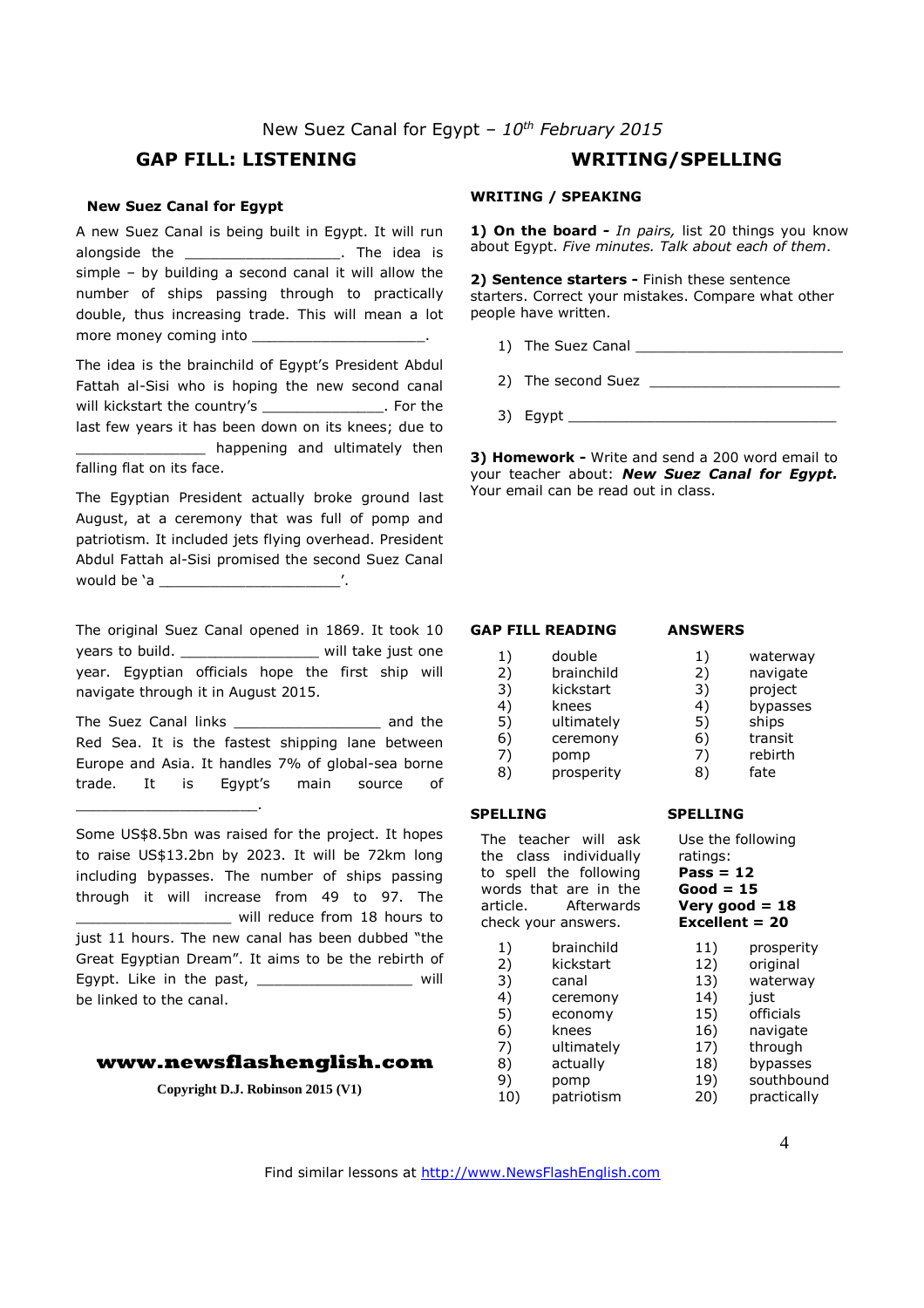New Suez Canal for Egypt – *10th February 2015*

## GAP FILL: LISTENING

**New Suez Canal for Egypt**

A new Suez Canal is being built in Egypt. It will run alongside the __________________. The idea is simple – by building a second canal it will allow the number of ships passing through to practically double, thus increasing trade. This will mean a lot more money coming into ____________________.

The idea is the brainchild of Egypt's President Abdul Fattah al-Sisi who is hoping the new second canal will kickstart the country's ______________. For the last few years it has been down on its knees; due to _______________ happening and ultimately then falling flat on its face.

The Egyptian President actually broke ground last August, at a ceremony that was full of pomp and patriotism. It included jets flying overhead. President Abdul Fattah al-Sisi promised the second Suez Canal would be 'a _____________________'.

The original Suez Canal opened in 1869. It took 10 years to build. ________________ will take just one year. Egyptian officials hope the first ship will navigate through it in August 2015.

The Suez Canal links _________________ and the Red Sea. It is the fastest shipping lane between Europe and Asia. It handles 7% of global-sea borne trade. It is Egypt's main source of _____________________.

Some US$8.5bn was raised for the project. It hopes to raise US$13.2bn by 2023. It will be 72km long including bypasses. The number of ships passing through it will increase from 49 to 97. The __________________ will reduce from 18 hours to just 11 hours. The new canal has been dubbed "the Great Egyptian Dream". It aims to be the rebirth of Egypt. Like in the past, __________________ will be linked to the canal.

**www.newsflashenglish.com**

**Copyright D.J. Robinson 2015 (V1)**

## WRITING/SPELLING

**WRITING / SPEAKING**

**1) On the board -** *In pairs,* list 20 things you know about Egypt. *Five minutes. Talk about each of them*.

**2) Sentence starters -** Finish these sentence starters. Correct your mistakes. Compare what other people have written.

1) The Suez Canal ________________________
2) The second Suez ______________________
3) Egypt ________________________________

**3) Homework -** Write and send a 200 word email to your teacher about: ***New Suez Canal for Egypt.*** Your email can be read out in class.

**GAP FILL READING**

1) double
2) brainchild
3) kickstart
4) knees
5) ultimately
6) ceremony
7) pomp
8) prosperity

**ANSWERS**

1) waterway
2) navigate
3) project
4) bypasses
5) ships
6) transit
7) rebirth
8) fate

**SPELLING**

The teacher will ask the class individually to spell the following words that are in the article. Afterwards check your answers.

1) brainchild
2) kickstart
3) canal
4) ceremony
5) economy
6) knees
7) ultimately
8) actually
9) pomp
10) patriotism
11) prosperity
12) original
13) waterway
14) just
15) officials
16) navigate
17) through
18) bypasses
19) southbound
20) practically

**SPELLING**

Use the following ratings:
**Pass = 12**
**Good = 15**
**Very good = 18**
**Excellent = 20**

Find similar lessons at http://www.NewsFlashEnglish.com